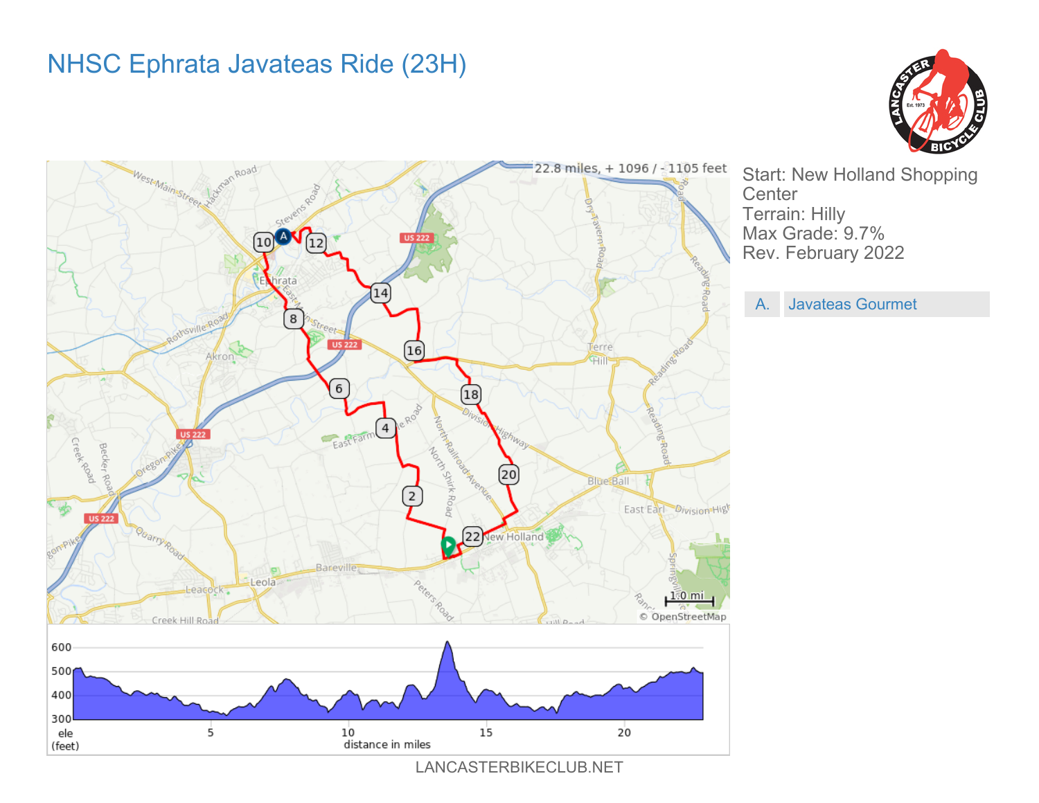# NHSC Ephrata Javateas Ride (23H)

22.8 miles, + 1096 / - 1105 feet

Start: New Holland Shopping Center
Terrain: Hilly
Max Grade: 9.7%
Rev. February 2022

| A. | Javateas Gourmet |
|---|---|

LANCASTERBIKECLUB.NET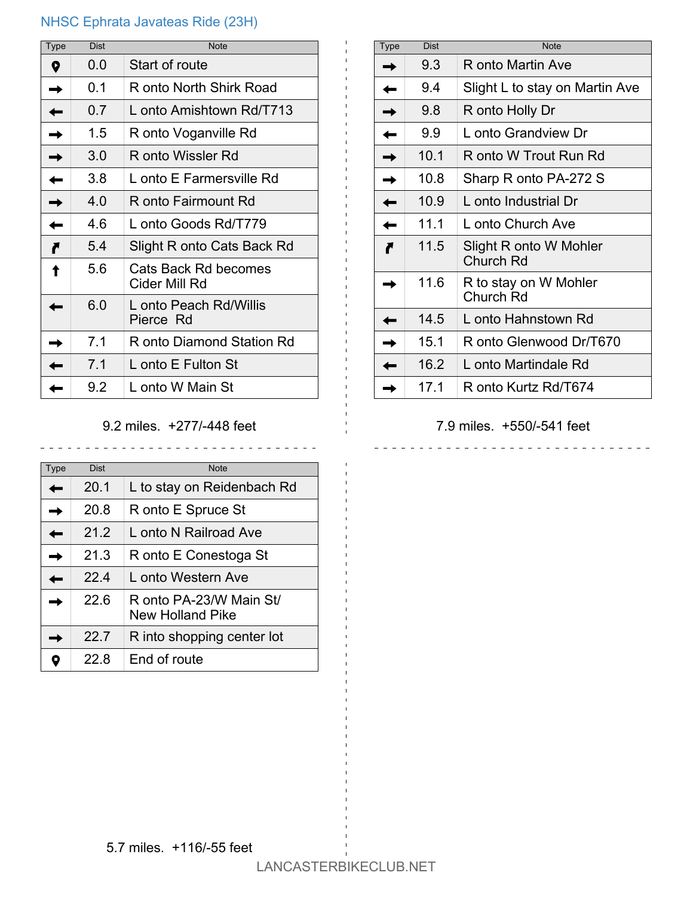# NHSC Ephrata Javateas Ride (23H)

| Type | Dist | Note |
|---|---|---|
| Start | 0.0 | Start of route |
| Right | 0.1 | R onto North Shirk Road |
| Left | 0.7 | L onto Amishtown Rd/T713 |
| Right | 1.5 | R onto Voganville Rd |
| Right | 3.0 | R onto Wissler Rd |
| Left | 3.8 | L onto E Farmersville Rd |
| Right | 4.0 | R onto Fairmount Rd |
| Left | 4.6 | L onto Goods Rd/T779 |
| Slight Right | 5.4 | Slight R onto Cats Back Rd |
| Straight | 5.6 | Cats Back Rd becomes Cider Mill Rd |
| Left | 6.0 | L onto Peach Rd/Willis Pierce Rd |
| Right | 7.1 | R onto Diamond Station Rd |
| Left | 7.1 | L onto E Fulton St |
| Left | 9.2 | L onto W Main St |

9.2 miles. +277/-448 feet

| Type | Dist | Note |
|---|---|---|
| Right | 9.3 | R onto Martin Ave |
| Left | 9.4 | Slight L to stay on Martin Ave |
| Right | 9.8 | R onto Holly Dr |
| Left | 9.9 | L onto Grandview Dr |
| Right | 10.1 | R onto W Trout Run Rd |
| Right | 10.8 | Sharp R onto PA-272 S |
| Left | 10.9 | L onto Industrial Dr |
| Left | 11.1 | L onto Church Ave |
| Slight Right | 11.5 | Slight R onto W Mohler Church Rd |
| Right | 11.6 | R to stay on W Mohler Church Rd |
| Left | 14.5 | L onto Hahnstown Rd |
| Right | 15.1 | R onto Glenwood Dr/T670 |
| Left | 16.2 | L onto Martindale Rd |
| Right | 17.1 | R onto Kurtz Rd/T674 |

7.9 miles. +550/-541 feet

| Type | Dist | Note |
|---|---|---|
| Left | 20.1 | L to stay on Reidenbach Rd |
| Right | 20.8 | R onto E Spruce St |
| Left | 21.2 | L onto N Railroad Ave |
| Right | 21.3 | R onto E Conestoga St |
| Left | 22.4 | L onto Western Ave |
| Right | 22.6 | R onto PA-23/W Main St/ New Holland Pike |
| Right | 22.7 | R into shopping center lot |
| End | 22.8 | End of route |

5.7 miles. +116/-55 feet

LANCASTERBIKECLUB.NET